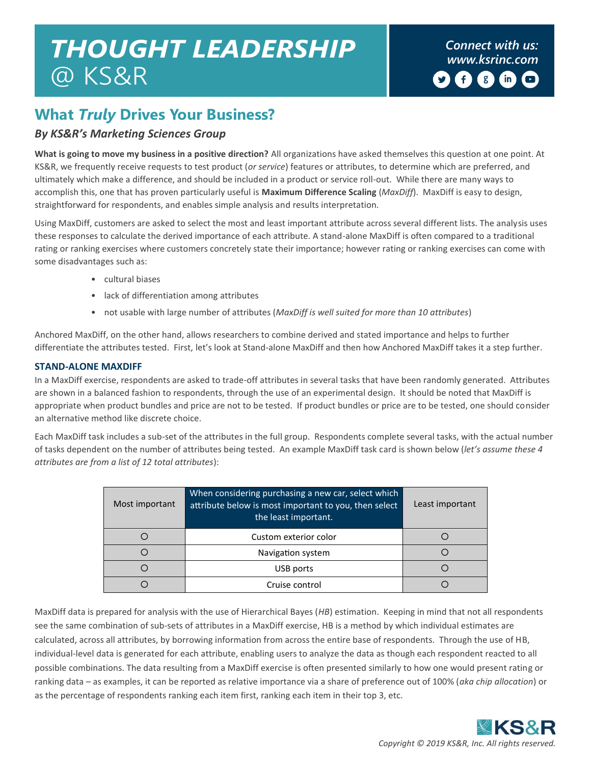# THOUGHT LEADERSHIP @ KS&R

*Connect with us: www.ksrinc.com*

## What *Truly* Drives Your Business?

### *By KS&R's Marketing Sciences Group*

**What is going to move my business in a positive direction?** All organizations have asked themselves this question at one point. At KS&R, we frequently receive requests to test product (*or service*) features or attributes, to determine which are preferred, and ultimately which make a difference, and should be included in a product or service roll-out. While there are many ways to accomplish this, one that has proven particularly useful is **Maximum Difference Scaling** (*MaxDiff*). MaxDiff is easy to design, straightforward for respondents, and enables simple analysis and results interpretation.

Using MaxDiff, customers are asked to select the most and least important attribute across several different lists. The analysis uses these responses to calculate the derived importance of each attribute. A stand-alone MaxDiff is often compared to a traditional rating or ranking exercises where customers concretely state their importance; however rating or ranking exercises can come with some disadvantages such as:

- cultural biases
- lack of differentiation among attributes
- not usable with large number of attributes (*MaxDiff is well suited for more than 10 attributes*)

Anchored MaxDiff, on the other hand, allows researchers to combine derived and stated importance and helps to further differentiate the attributes tested. First, let's look at Stand-alone MaxDiff and then how Anchored MaxDiff takes it a step further.

#### STAND-ALONE MAXDIFF

In a MaxDiff exercise, respondents are asked to trade-off attributes in several tasks that have been randomly generated. Attributes are shown in a balanced fashion to respondents, through the use of an experimental design. It should be noted that MaxDiff is appropriate when product bundles and price are not to be tested. If product bundles or price are to be tested, one should consider an alternative method like discrete choice.

Each MaxDiff task includes a sub-set of the attributes in the full group. Respondents complete several tasks, with the actual number of tasks dependent on the number of attributes being tested. An example MaxDiff task card is shown below (*let's assume these 4 attributes are from a list of 12 total attributes*):

| Most important | When considering purchasing a new car, select which attribute below is most important to you, then select the least important. | Least important |
|---|---|---|
| ○ | Custom exterior color | ○ |
| ○ | Navigation system | ○ |
| ○ | USB ports | ○ |
| ○ | Cruise control | ○ |

MaxDiff data is prepared for analysis with the use of Hierarchical Bayes (*HB*) estimation. Keeping in mind that not all respondents see the same combination of sub-sets of attributes in a MaxDiff exercise, HB is a method by which individual estimates are calculated, across all attributes, by borrowing information from across the entire base of respondents. Through the use of HB, individual-level data is generated for each attribute, enabling users to analyze the data as though each respondent reacted to all possible combinations. The data resulting from a MaxDiff exercise is often presented similarly to how one would present rating or ranking data – as examples, it can be reported as relative importance via a share of preference out of 100% (*aka chip allocation*) or as the percentage of respondents ranking each item first, ranking each item in their top 3, etc.

*Copyright © 2019 KS&R, Inc. All rights reserved.*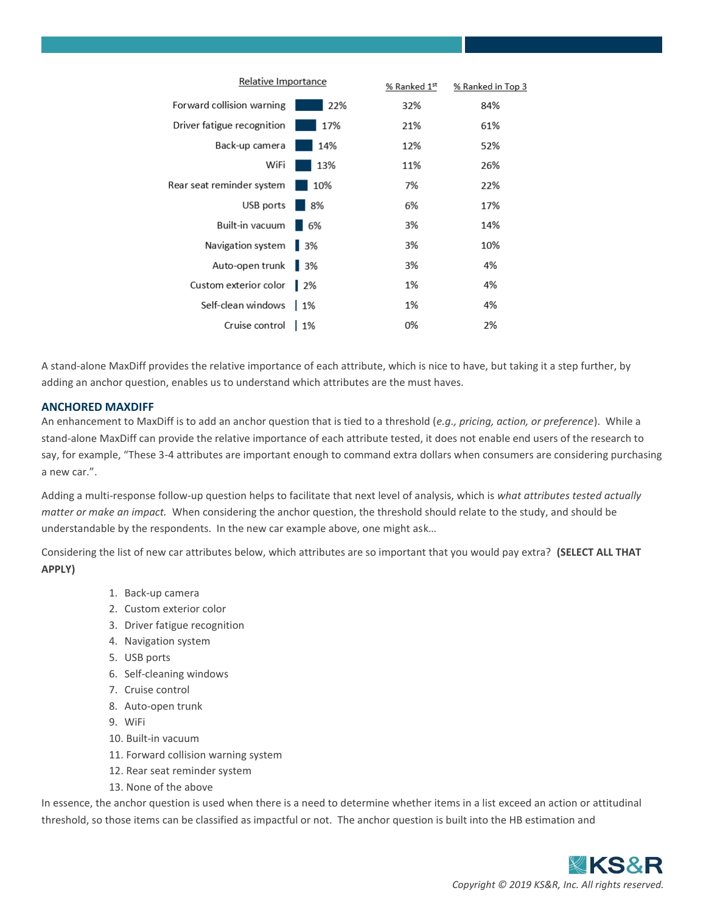| | Relative Importance | % Ranked 1st | % Ranked in Top 3 |
|---|---|---|---|
| Forward collision warning | 22% | 32% | 84% |
| Driver fatigue recognition | 17% | 21% | 61% |
| Back-up camera | 14% | 12% | 52% |
| WiFi | 13% | 11% | 26% |
| Rear seat reminder system | 10% | 7% | 22% |
| USB ports | 8% | 6% | 17% |
| Built-in vacuum | 6% | 3% | 14% |
| Navigation system | 3% | 3% | 10% |
| Auto-open trunk | 3% | 3% | 4% |
| Custom exterior color | 2% | 1% | 4% |
| Self-clean windows | 1% | 1% | 4% |
| Cruise control | 1% | 0% | 2% |

A stand-alone MaxDiff provides the relative importance of each attribute, which is nice to have, but taking it a step further, by adding an anchor question, enables us to understand which attributes are the must haves.

## ANCHORED MAXDIFF

An enhancement to MaxDiff is to add an anchor question that is tied to a threshold (*e.g., pricing, action, or preference*). While a stand-alone MaxDiff can provide the relative importance of each attribute tested, it does not enable end users of the research to say, for example, "These 3-4 attributes are important enough to command extra dollars when consumers are considering purchasing a new car.".

Adding a multi-response follow-up question helps to facilitate that next level of analysis, which is *what attributes tested actually matter or make an impact.* When considering the anchor question, the threshold should relate to the study, and should be understandable by the respondents. In the new car example above, one might ask…

Considering the list of new car attributes below, which attributes are so important that you would pay extra? **(SELECT ALL THAT APPLY)**

1. Back-up camera
2. Custom exterior color
3. Driver fatigue recognition
4. Navigation system
5. USB ports
6. Self-cleaning windows
7. Cruise control
8. Auto-open trunk
9. WiFi
10. Built-in vacuum
11. Forward collision warning system
12. Rear seat reminder system
13. None of the above

In essence, the anchor question is used when there is a need to determine whether items in a list exceed an action or attitudinal threshold, so those items can be classified as impactful or not. The anchor question is built into the HB estimation and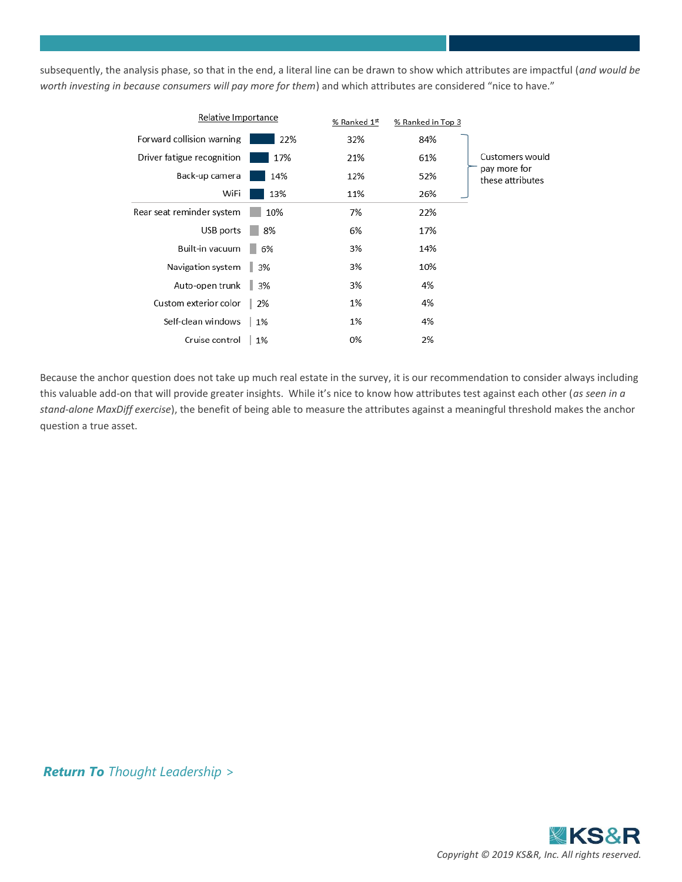subsequently, the analysis phase, so that in the end, a literal line can be drawn to show which attributes are impactful (*and would be worth investing in because consumers will pay more for them*) and which attributes are considered "nice to have."

| | Relative Importance | % Ranked 1st | % Ranked in Top 3 |
|---|---|---|---|
| Forward collision warning | 22% | 32% | 84% |
| Driver fatigue recognition | 17% | 21% | 61% |
| Back-up camera | 14% | 12% | 52% |
| WiFi | 13% | 11% | 26% |
| Rear seat reminder system | 10% | 7% | 22% |
| USB ports | 8% | 6% | 17% |
| Built-in vacuum | 6% | 3% | 14% |
| Navigation system | 3% | 3% | 10% |
| Auto-open trunk | 3% | 3% | 4% |
| Custom exterior color | 2% | 1% | 4% |
| Self-clean windows | 1% | 1% | 4% |
| Cruise control | 1% | 0% | 2% |

Customers would pay more for these attributes

Because the anchor question does not take up much real estate in the survey, it is our recommendation to consider always including this valuable add-on that will provide greater insights. While it's nice to know how attributes test against each other (*as seen in a stand-alone MaxDiff exercise*), the benefit of being able to measure the attributes against a meaningful threshold makes the anchor question a true asset.

***Return To** Thought Leadership >*

KS&R

*Copyright © 2019 KS&R, Inc. All rights reserved.*